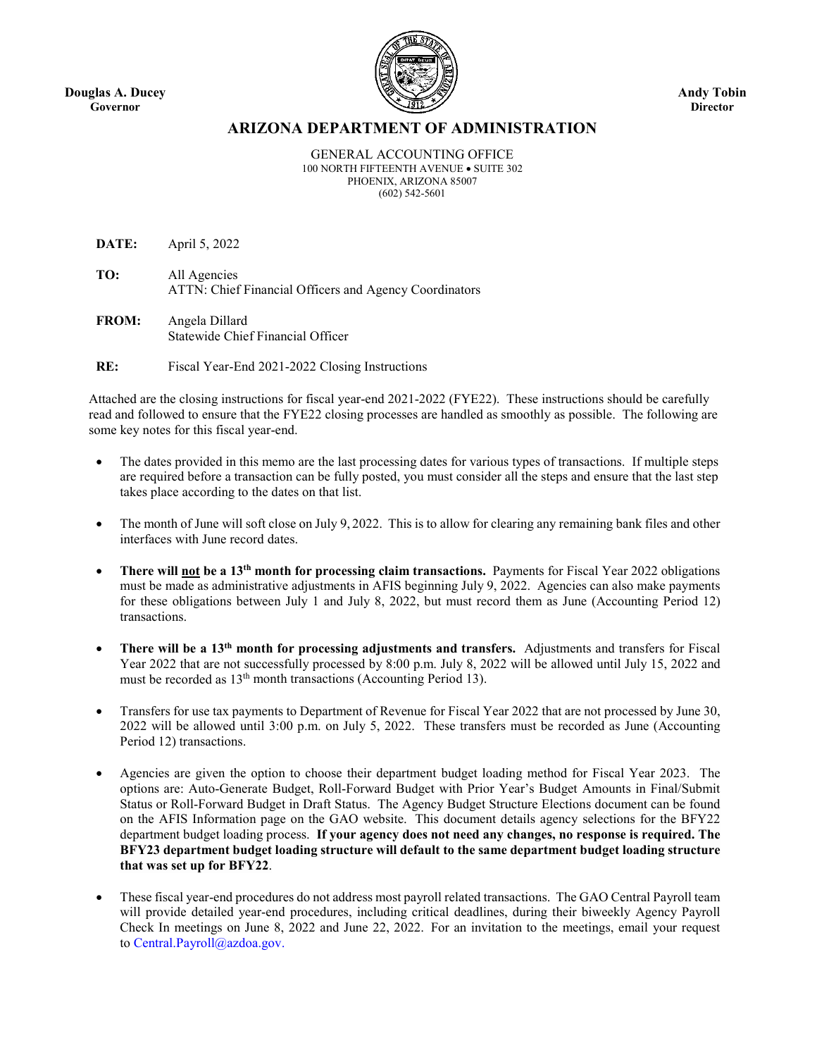**Douglas A. Ducey**
**Governor**

**Andy Tobin**
**Director**

# ARIZONA DEPARTMENT OF ADMINISTRATION

GENERAL ACCOUNTING OFFICE
100 NORTH FIFTEENTH AVENUE • SUITE 302
PHOENIX, ARIZONA 85007
(602) 542-5601

**DATE:** April 5, 2022

**TO:** All Agencies
ATTN: Chief Financial Officers and Agency Coordinators

**FROM:** Angela Dillard
Statewide Chief Financial Officer

**RE:** Fiscal Year-End 2021-2022 Closing Instructions

Attached are the closing instructions for fiscal year-end 2021-2022 (FYE22). These instructions should be carefully read and followed to ensure that the FYE22 closing processes are handled as smoothly as possible. The following are some key notes for this fiscal year-end.

- The dates provided in this memo are the last processing dates for various types of transactions. If multiple steps are required before a transaction can be fully posted, you must consider all the steps and ensure that the last step takes place according to the dates on that list.
- The month of June will soft close on July 9, 2022. This is to allow for clearing any remaining bank files and other interfaces with June record dates.
- **There will not be a 13th month for processing claim transactions.** Payments for Fiscal Year 2022 obligations must be made as administrative adjustments in AFIS beginning July 9, 2022. Agencies can also make payments for these obligations between July 1 and July 8, 2022, but must record them as June (Accounting Period 12) transactions.
- **There will be a 13th month for processing adjustments and transfers.** Adjustments and transfers for Fiscal Year 2022 that are not successfully processed by 8:00 p.m. July 8, 2022 will be allowed until July 15, 2022 and must be recorded as 13th month transactions (Accounting Period 13).
- Transfers for use tax payments to Department of Revenue for Fiscal Year 2022 that are not processed by June 30, 2022 will be allowed until 3:00 p.m. on July 5, 2022. These transfers must be recorded as June (Accounting Period 12) transactions.
- Agencies are given the option to choose their department budget loading method for Fiscal Year 2023. The options are: Auto-Generate Budget, Roll-Forward Budget with Prior Year's Budget Amounts in Final/Submit Status or Roll-Forward Budget in Draft Status. The Agency Budget Structure Elections document can be found on the AFIS Information page on the GAO website. This document details agency selections for the BFY22 department budget loading process. **If your agency does not need any changes, no response is required. The BFY23 department budget loading structure will default to the same department budget loading structure that was set up for BFY22**.
- These fiscal year-end procedures do not address most payroll related transactions. The GAO Central Payroll team will provide detailed year-end procedures, including critical deadlines, during their biweekly Agency Payroll Check In meetings on June 8, 2022 and June 22, 2022. For an invitation to the meetings, email your request to Central.Payroll@azdoa.gov.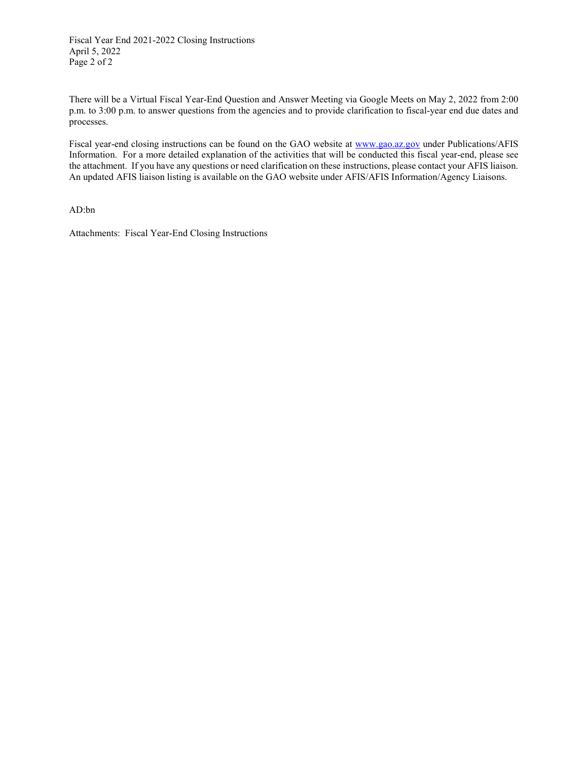There will be a Virtual Fiscal Year-End Question and Answer Meeting via Google Meets on May 2, 2022 from 2:00 p.m. to 3:00 p.m. to answer questions from the agencies and to provide clarification to fiscal-year end due dates and processes.

Fiscal year-end closing instructions can be found on the GAO website at www.gao.az.gov under Publications/AFIS Information. For a more detailed explanation of the activities that will be conducted this fiscal year-end, please see the attachment. If you have any questions or need clarification on these instructions, please contact your AFIS liaison. An updated AFIS liaison listing is available on the GAO website under AFIS/AFIS Information/Agency Liaisons.

AD:bn

Attachments: Fiscal Year-End Closing Instructions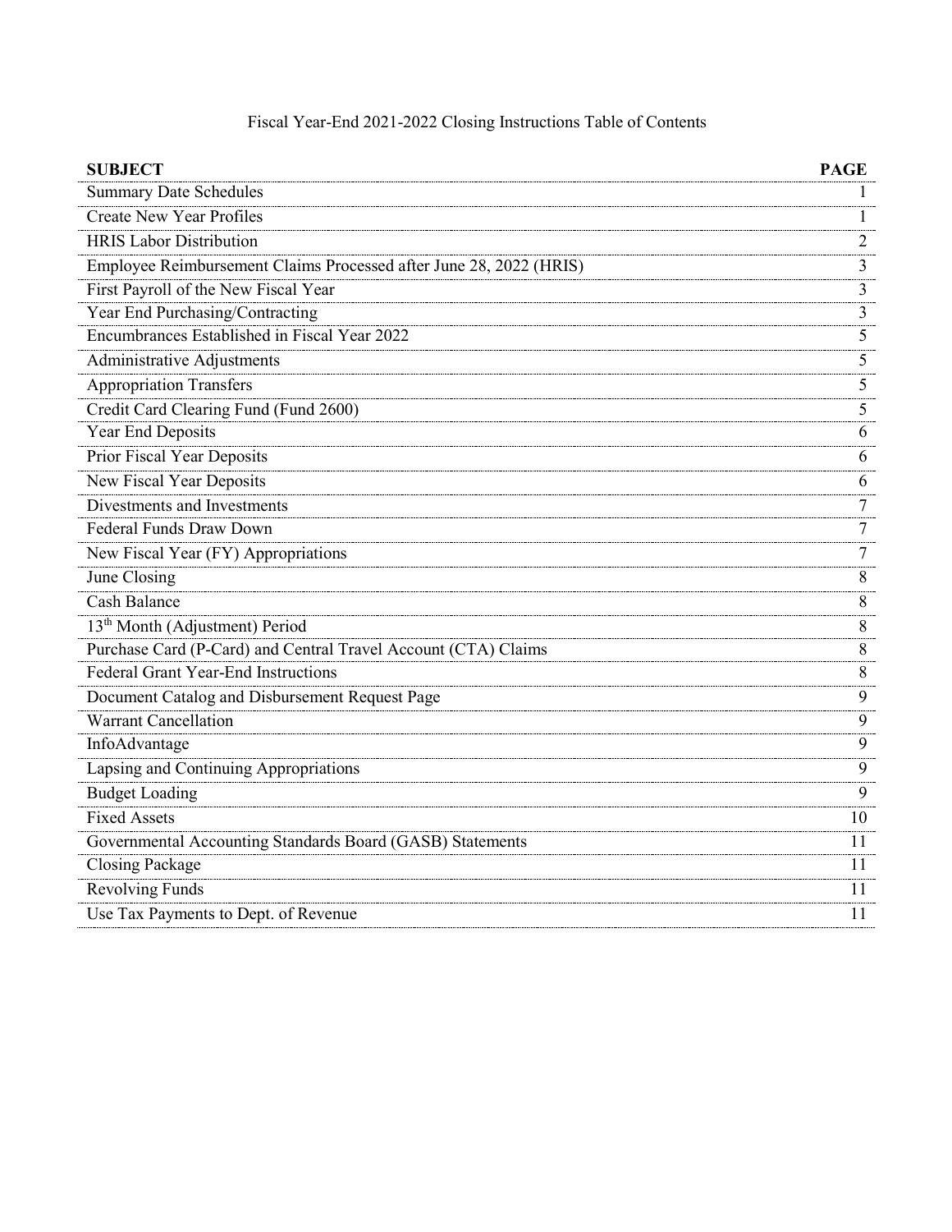Fiscal Year-End 2021-2022 Closing Instructions Table of Contents

| **SUBJECT** | **PAGE** |
| --- | --- |
| Summary Date Schedules | 1 |
| Create New Year Profiles | 1 |
| HRIS Labor Distribution | 2 |
| Employee Reimbursement Claims Processed after June 28, 2022 (HRIS) | 3 |
| First Payroll of the New Fiscal Year | 3 |
| Year End Purchasing/Contracting | 3 |
| Encumbrances Established in Fiscal Year 2022 | 5 |
| Administrative Adjustments | 5 |
| Appropriation Transfers | 5 |
| Credit Card Clearing Fund (Fund 2600) | 5 |
| Year End Deposits | 6 |
| Prior Fiscal Year Deposits | 6 |
| New Fiscal Year Deposits | 6 |
| Divestments and Investments | 7 |
| Federal Funds Draw Down | 7 |
| New Fiscal Year (FY) Appropriations | 7 |
| June Closing | 8 |
| Cash Balance | 8 |
| 13th Month (Adjustment) Period | 8 |
| Purchase Card (P-Card) and Central Travel Account (CTA) Claims | 8 |
| Federal Grant Year-End Instructions | 8 |
| Document Catalog and Disbursement Request Page | 9 |
| Warrant Cancellation | 9 |
| InfoAdvantage | 9 |
| Lapsing and Continuing Appropriations | 9 |
| Budget Loading | 9 |
| Fixed Assets | 10 |
| Governmental Accounting Standards Board (GASB) Statements | 11 |
| Closing Package | 11 |
| Revolving Funds | 11 |
| Use Tax Payments to Dept. of Revenue | 11 |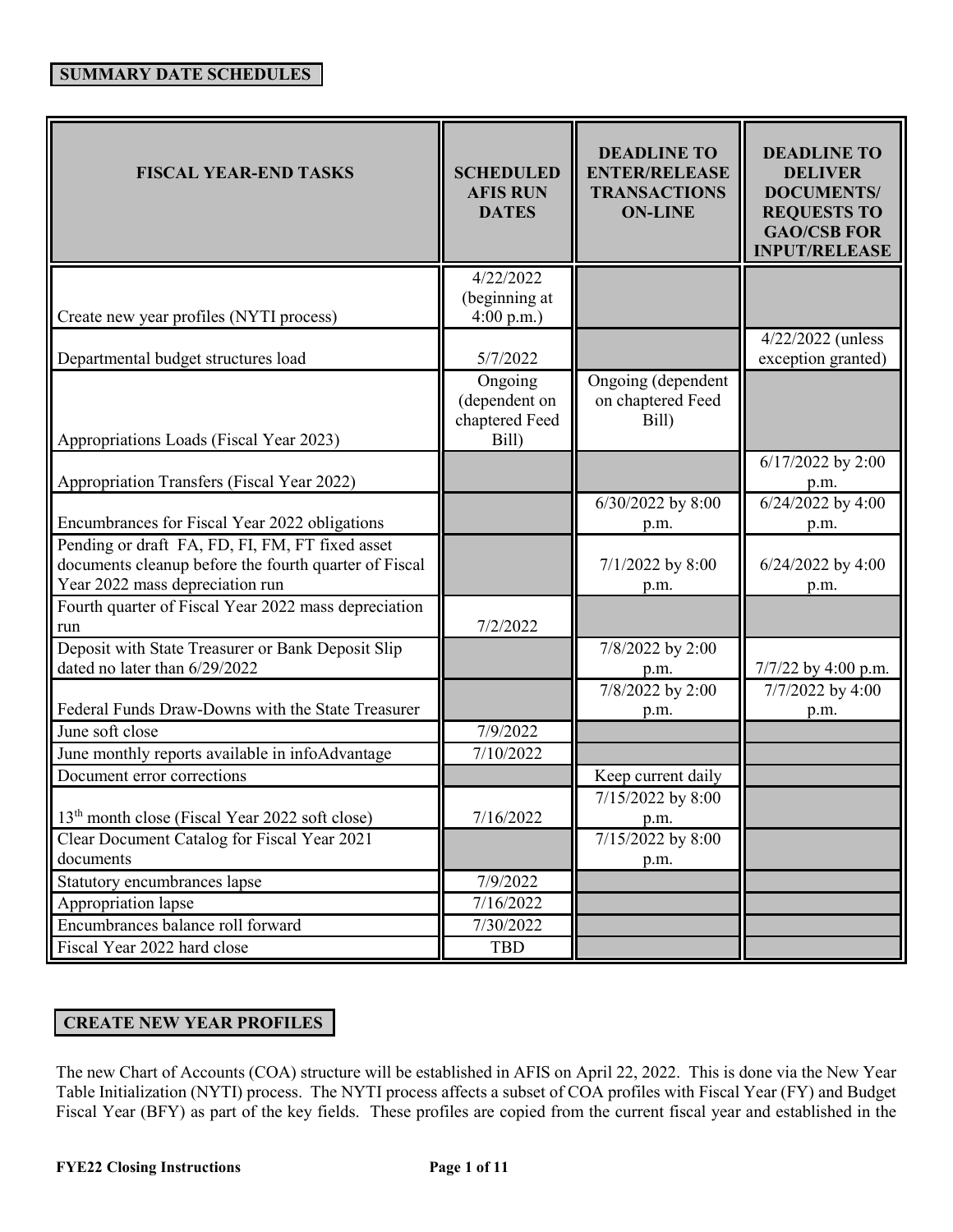## SUMMARY DATE SCHEDULES

| FISCAL YEAR-END TASKS | SCHEDULED AFIS RUN DATES | DEADLINE TO ENTER/RELEASE TRANSACTIONS ON-LINE | DEADLINE TO DELIVER DOCUMENTS/ REQUESTS TO GAO/CSB FOR INPUT/RELEASE |
|---|---|---|---|
| Create new year profiles (NYTI process) | 4/22/2022 (beginning at 4:00 p.m.) | | |
| Departmental budget structures load | 5/7/2022 | | 4/22/2022 (unless exception granted) |
| Appropriations Loads (Fiscal Year 2023) | Ongoing (dependent on chaptered Feed Bill) | Ongoing (dependent on chaptered Feed Bill) | |
| Appropriation Transfers (Fiscal Year 2022) | | | 6/17/2022 by 2:00 p.m. |
| Encumbrances for Fiscal Year 2022 obligations | | 6/30/2022 by 8:00 p.m. | 6/24/2022 by 4:00 p.m. |
| Pending or draft FA, FD, FI, FM, FT fixed asset documents cleanup before the fourth quarter of Fiscal Year 2022 mass depreciation run | | 7/1/2022 by 8:00 p.m. | 6/24/2022 by 4:00 p.m. |
| Fourth quarter of Fiscal Year 2022 mass depreciation run | 7/2/2022 | | |
| Deposit with State Treasurer or Bank Deposit Slip dated no later than 6/29/2022 | | 7/8/2022 by 2:00 p.m. | 7/7/22 by 4:00 p.m. |
| Federal Funds Draw-Downs with the State Treasurer | | 7/8/2022 by 2:00 p.m. | 7/7/2022 by 4:00 p.m. |
| June soft close | 7/9/2022 | | |
| June monthly reports available in infoAdvantage | 7/10/2022 | | |
| Document error corrections | | Keep current daily | |
| 13th month close (Fiscal Year 2022 soft close) | 7/16/2022 | 7/15/2022 by 8:00 p.m. | |
| Clear Document Catalog for Fiscal Year 2021 documents | | 7/15/2022 by 8:00 p.m. | |
| Statutory encumbrances lapse | 7/9/2022 | | |
| Appropriation lapse | 7/16/2022 | | |
| Encumbrances balance roll forward | 7/30/2022 | | |
| Fiscal Year 2022 hard close | TBD | | |

## CREATE NEW YEAR PROFILES

The new Chart of Accounts (COA) structure will be established in AFIS on April 22, 2022. This is done via the New Year Table Initialization (NYTI) process. The NYTI process affects a subset of COA profiles with Fiscal Year (FY) and Budget Fiscal Year (BFY) as part of the key fields. These profiles are copied from the current fiscal year and established in the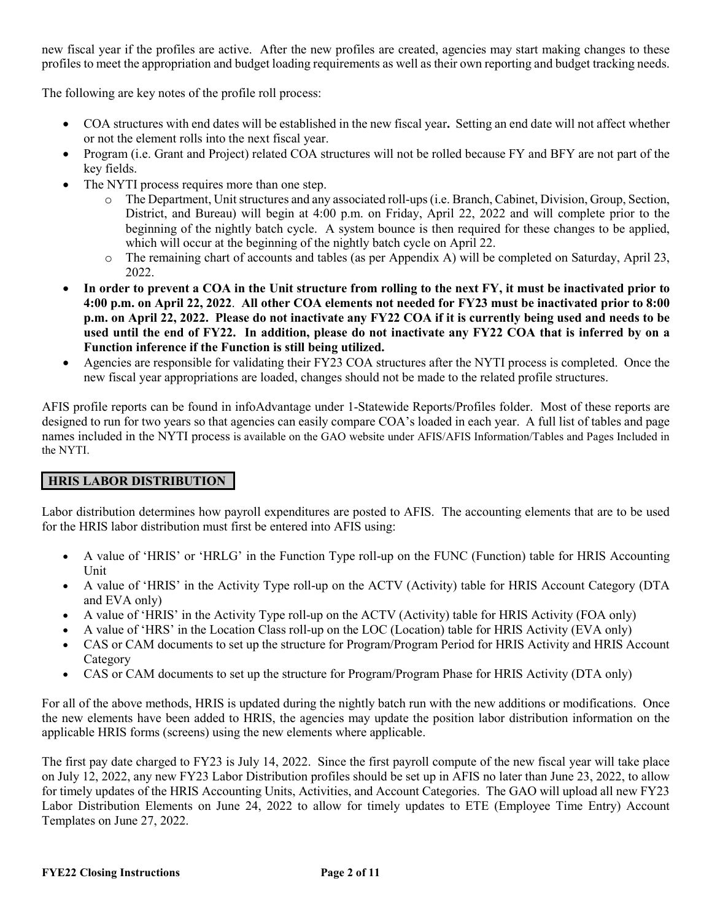new fiscal year if the profiles are active. After the new profiles are created, agencies may start making changes to these profiles to meet the appropriation and budget loading requirements as well as their own reporting and budget tracking needs.

The following are key notes of the profile roll process:

- COA structures with end dates will be established in the new fiscal year**.** Setting an end date will not affect whether or not the element rolls into the next fiscal year.
- Program (i.e. Grant and Project) related COA structures will not be rolled because FY and BFY are not part of the key fields.
- The NYTI process requires more than one step.
  - The Department, Unit structures and any associated roll-ups (i.e. Branch, Cabinet, Division, Group, Section, District, and Bureau) will begin at 4:00 p.m. on Friday, April 22, 2022 and will complete prior to the beginning of the nightly batch cycle. A system bounce is then required for these changes to be applied, which will occur at the beginning of the nightly batch cycle on April 22.
  - The remaining chart of accounts and tables (as per Appendix A) will be completed on Saturday, April 23, 2022.
- **In order to prevent a COA in the Unit structure from rolling to the next FY, it must be inactivated prior to 4:00 p.m. on April 22, 2022**. **All other COA elements not needed for FY23 must be inactivated prior to 8:00 p.m. on April 22, 2022. Please do not inactivate any FY22 COA if it is currently being used and needs to be used until the end of FY22. In addition, please do not inactivate any FY22 COA that is inferred by on a Function inference if the Function is still being utilized.**
- Agencies are responsible for validating their FY23 COA structures after the NYTI process is completed. Once the new fiscal year appropriations are loaded, changes should not be made to the related profile structures.

AFIS profile reports can be found in infoAdvantage under 1-Statewide Reports/Profiles folder. Most of these reports are designed to run for two years so that agencies can easily compare COA's loaded in each year. A full list of tables and page names included in the NYTI process is available on the GAO website under AFIS/AFIS Information/Tables and Pages Included in the NYTI.

## HRIS LABOR DISTRIBUTION

Labor distribution determines how payroll expenditures are posted to AFIS. The accounting elements that are to be used for the HRIS labor distribution must first be entered into AFIS using:

- A value of 'HRIS' or 'HRLG' in the Function Type roll-up on the FUNC (Function) table for HRIS Accounting Unit
- A value of 'HRIS' in the Activity Type roll-up on the ACTV (Activity) table for HRIS Account Category (DTA and EVA only)
- A value of 'HRIS' in the Activity Type roll-up on the ACTV (Activity) table for HRIS Activity (FOA only)
- A value of 'HRS' in the Location Class roll-up on the LOC (Location) table for HRIS Activity (EVA only)
- CAS or CAM documents to set up the structure for Program/Program Period for HRIS Activity and HRIS Account Category
- CAS or CAM documents to set up the structure for Program/Program Phase for HRIS Activity (DTA only)

For all of the above methods, HRIS is updated during the nightly batch run with the new additions or modifications. Once the new elements have been added to HRIS, the agencies may update the position labor distribution information on the applicable HRIS forms (screens) using the new elements where applicable.

The first pay date charged to FY23 is July 14, 2022. Since the first payroll compute of the new fiscal year will take place on July 12, 2022, any new FY23 Labor Distribution profiles should be set up in AFIS no later than June 23, 2022, to allow for timely updates of the HRIS Accounting Units, Activities, and Account Categories. The GAO will upload all new FY23 Labor Distribution Elements on June 24, 2022 to allow for timely updates to ETE (Employee Time Entry) Account Templates on June 27, 2022.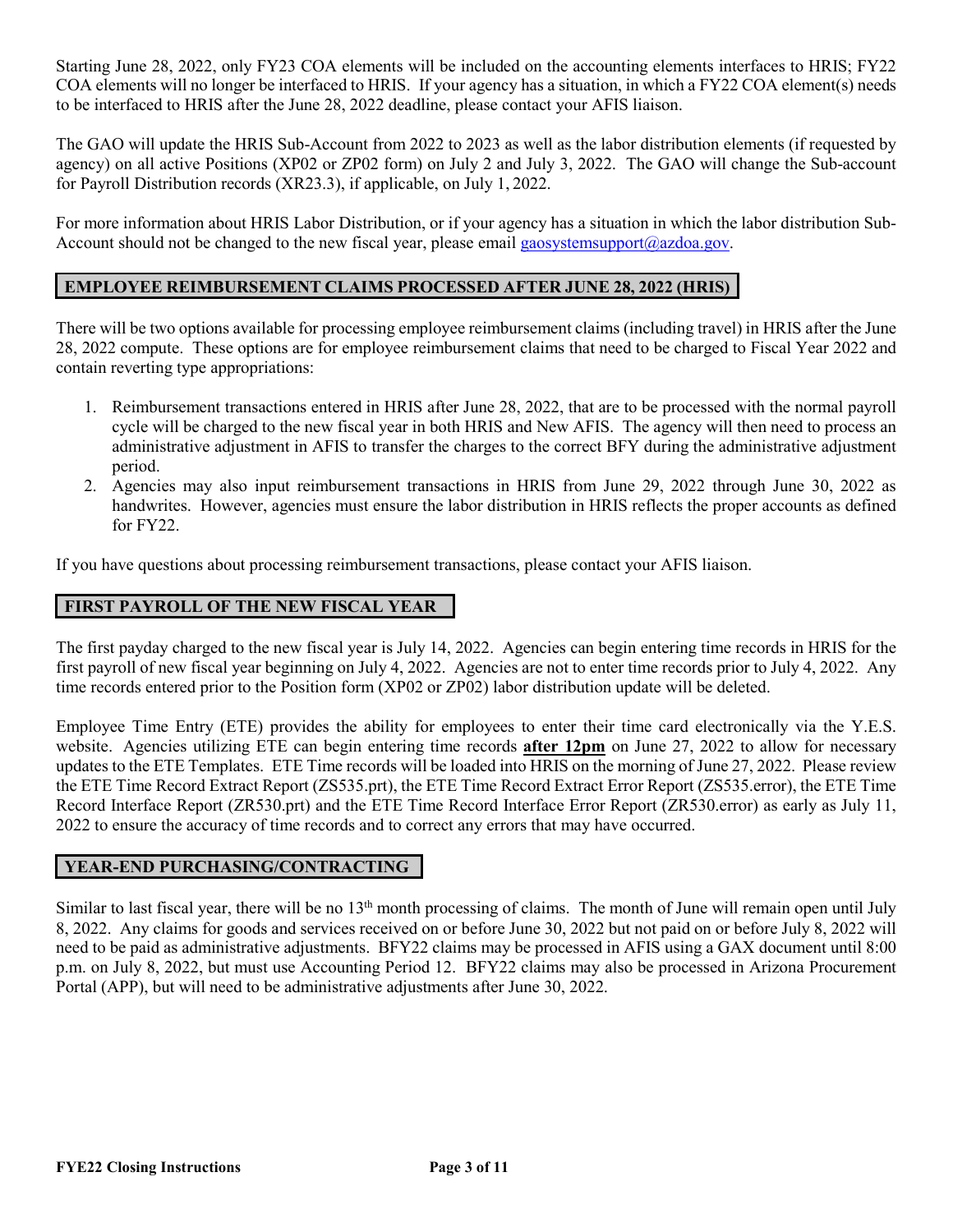Starting June 28, 2022, only FY23 COA elements will be included on the accounting elements interfaces to HRIS; FY22 COA elements will no longer be interfaced to HRIS. If your agency has a situation, in which a FY22 COA element(s) needs to be interfaced to HRIS after the June 28, 2022 deadline, please contact your AFIS liaison.

The GAO will update the HRIS Sub-Account from 2022 to 2023 as well as the labor distribution elements (if requested by agency) on all active Positions (XP02 or ZP02 form) on July 2 and July 3, 2022. The GAO will change the Sub-account for Payroll Distribution records (XR23.3), if applicable, on July 1, 2022.

For more information about HRIS Labor Distribution, or if your agency has a situation in which the labor distribution Sub-Account should not be changed to the new fiscal year, please email gaosystemsupport@azdoa.gov.

## EMPLOYEE REIMBURSEMENT CLAIMS PROCESSED AFTER JUNE 28, 2022 (HRIS)

There will be two options available for processing employee reimbursement claims (including travel) in HRIS after the June 28, 2022 compute. These options are for employee reimbursement claims that need to be charged to Fiscal Year 2022 and contain reverting type appropriations:

1. Reimbursement transactions entered in HRIS after June 28, 2022, that are to be processed with the normal payroll cycle will be charged to the new fiscal year in both HRIS and New AFIS. The agency will then need to process an administrative adjustment in AFIS to transfer the charges to the correct BFY during the administrative adjustment period.
2. Agencies may also input reimbursement transactions in HRIS from June 29, 2022 through June 30, 2022 as handwrites. However, agencies must ensure the labor distribution in HRIS reflects the proper accounts as defined for FY22.

If you have questions about processing reimbursement transactions, please contact your AFIS liaison.

## FIRST PAYROLL OF THE NEW FISCAL YEAR

The first payday charged to the new fiscal year is July 14, 2022. Agencies can begin entering time records in HRIS for the first payroll of new fiscal year beginning on July 4, 2022. Agencies are not to enter time records prior to July 4, 2022. Any time records entered prior to the Position form (XP02 or ZP02) labor distribution update will be deleted.

Employee Time Entry (ETE) provides the ability for employees to enter their time card electronically via the Y.E.S. website. Agencies utilizing ETE can begin entering time records **after 12pm** on June 27, 2022 to allow for necessary updates to the ETE Templates. ETE Time records will be loaded into HRIS on the morning of June 27, 2022. Please review the ETE Time Record Extract Report (ZS535.prt), the ETE Time Record Extract Error Report (ZS535.error), the ETE Time Record Interface Report (ZR530.prt) and the ETE Time Record Interface Error Report (ZR530.error) as early as July 11, 2022 to ensure the accuracy of time records and to correct any errors that may have occurred.

## YEAR-END PURCHASING/CONTRACTING

Similar to last fiscal year, there will be no 13th month processing of claims. The month of June will remain open until July 8, 2022. Any claims for goods and services received on or before June 30, 2022 but not paid on or before July 8, 2022 will need to be paid as administrative adjustments. BFY22 claims may be processed in AFIS using a GAX document until 8:00 p.m. on July 8, 2022, but must use Accounting Period 12. BFY22 claims may also be processed in Arizona Procurement Portal (APP), but will need to be administrative adjustments after June 30, 2022.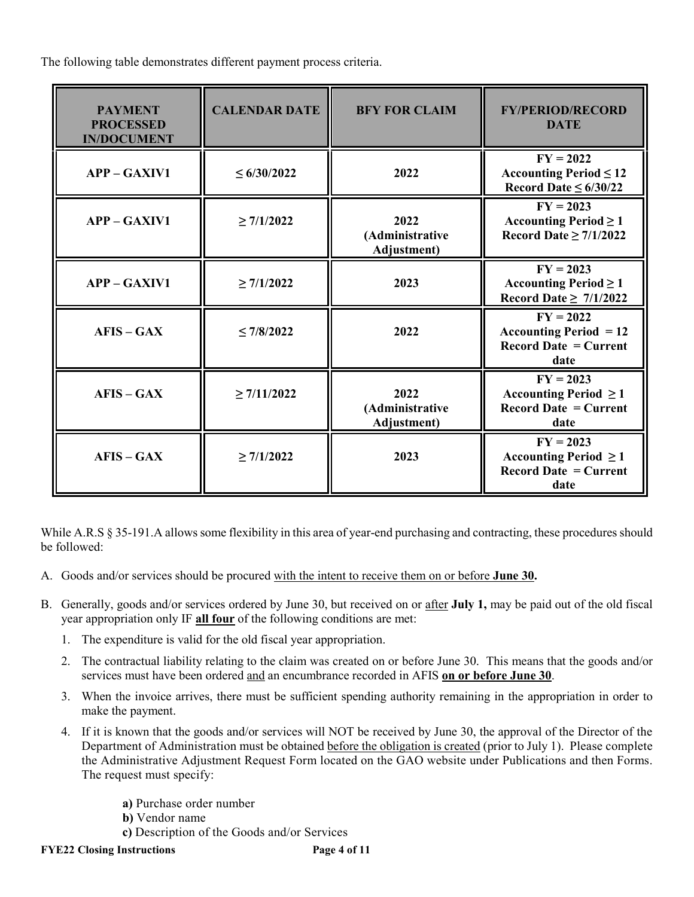The following table demonstrates different payment process criteria.

| PAYMENT PROCESSED IN/DOCUMENT | CALENDAR DATE | BFY FOR CLAIM | FY/PERIOD/RECORD DATE |
|---|---|---|---|
| **APP – GAXIV1** | **≤ 6/30/2022** | **2022** | **FY = 2022<br>Accounting Period ≤ 12<br>Record Date ≤ 6/30/22** |
| **APP – GAXIV1** | **≥ 7/1/2022** | **2022 (Administrative Adjustment)** | **FY = 2023<br>Accounting Period ≥ 1<br>Record Date ≥ 7/1/2022** |
| **APP – GAXIV1** | **≥ 7/1/2022** | **2023** | **FY = 2023<br>Accounting Period ≥ 1<br>Record Date ≥ 7/1/2022** |
| **AFIS – GAX** | **≤ 7/8/2022** | **2022** | **FY = 2022<br>Accounting Period = 12<br>Record Date = Current date** |
| **AFIS – GAX** | **≥ 7/11/2022** | **2022 (Administrative Adjustment)** | **FY = 2023<br>Accounting Period ≥ 1<br>Record Date = Current date** |
| **AFIS – GAX** | **≥ 7/1/2022** | **2023** | **FY = 2023<br>Accounting Period ≥ 1<br>Record Date = Current date** |

While A.R.S § 35-191.A allows some flexibility in this area of year-end purchasing and contracting, these procedures should be followed:

A. Goods and/or services should be procured with the intent to receive them on or before **June 30.**

B. Generally, goods and/or services ordered by June 30, but received on or after **July 1,** may be paid out of the old fiscal year appropriation only IF **all four** of the following conditions are met:

   1. The expenditure is valid for the old fiscal year appropriation.
   2. The contractual liability relating to the claim was created on or before June 30. This means that the goods and/or services must have been ordered and an encumbrance recorded in AFIS **on or before June 30**.
   3. When the invoice arrives, there must be sufficient spending authority remaining in the appropriation in order to make the payment.
   4. If it is known that the goods and/or services will NOT be received by June 30, the approval of the Director of the Department of Administration must be obtained before the obligation is created (prior to July 1). Please complete the Administrative Adjustment Request Form located on the GAO website under Publications and then Forms. The request must specify:

      **a)** Purchase order number
      **b)** Vendor name
      **c)** Description of the Goods and/or Services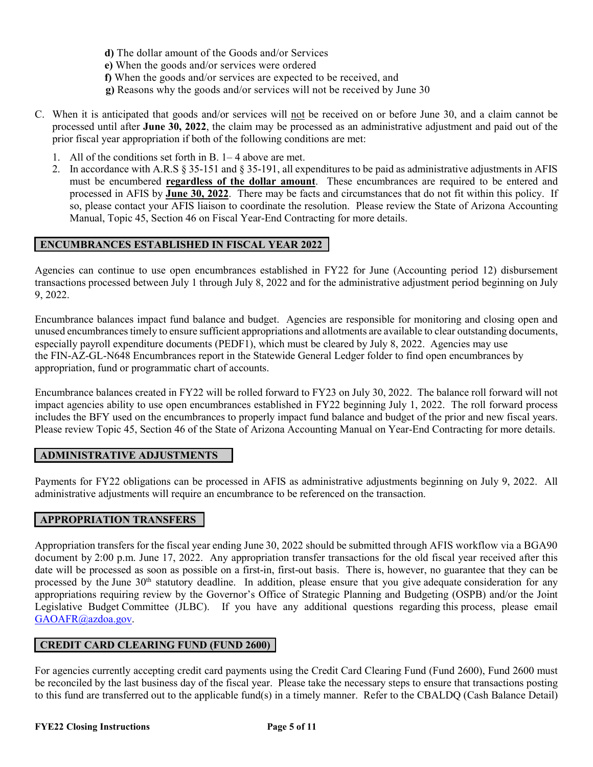**d)** The dollar amount of the Goods and/or Services
**e)** When the goods and/or services were ordered
**f)** When the goods and/or services are expected to be received, and
**g)** Reasons why the goods and/or services will not be received by June 30

C. When it is anticipated that goods and/or services will not be received on or before June 30, and a claim cannot be processed until after **June 30, 2022**, the claim may be processed as an administrative adjustment and paid out of the prior fiscal year appropriation if both of the following conditions are met:

1. All of the conditions set forth in B. 1– 4 above are met.
2. In accordance with A.R.S § 35-151 and § 35-191, all expenditures to be paid as administrative adjustments in AFIS must be encumbered **regardless of the dollar amount**. These encumbrances are required to be entered and processed in AFIS by **June 30, 2022**. There may be facts and circumstances that do not fit within this policy. If so, please contact your AFIS liaison to coordinate the resolution. Please review the State of Arizona Accounting Manual, Topic 45, Section 46 on Fiscal Year-End Contracting for more details.

## ENCUMBRANCES ESTABLISHED IN FISCAL YEAR 2022

Agencies can continue to use open encumbrances established in FY22 for June (Accounting period 12) disbursement transactions processed between July 1 through July 8, 2022 and for the administrative adjustment period beginning on July 9, 2022.

Encumbrance balances impact fund balance and budget. Agencies are responsible for monitoring and closing open and unused encumbrances timely to ensure sufficient appropriations and allotments are available to clear outstanding documents, especially payroll expenditure documents (PEDF1), which must be cleared by July 8, 2022. Agencies may use the FIN-AZ-GL-N648 Encumbrances report in the Statewide General Ledger folder to find open encumbrances by appropriation, fund or programmatic chart of accounts.

Encumbrance balances created in FY22 will be rolled forward to FY23 on July 30, 2022. The balance roll forward will not impact agencies ability to use open encumbrances established in FY22 beginning July 1, 2022. The roll forward process includes the BFY used on the encumbrances to properly impact fund balance and budget of the prior and new fiscal years. Please review Topic 45, Section 46 of the State of Arizona Accounting Manual on Year-End Contracting for more details.

## ADMINISTRATIVE ADJUSTMENTS

Payments for FY22 obligations can be processed in AFIS as administrative adjustments beginning on July 9, 2022. All administrative adjustments will require an encumbrance to be referenced on the transaction.

## APPROPRIATION TRANSFERS

Appropriation transfers for the fiscal year ending June 30, 2022 should be submitted through AFIS workflow via a BGA90 document by 2:00 p.m. June 17, 2022. Any appropriation transfer transactions for the old fiscal year received after this date will be processed as soon as possible on a first-in, first-out basis. There is, however, no guarantee that they can be processed by the June 30th statutory deadline. In addition, please ensure that you give adequate consideration for any appropriations requiring review by the Governor's Office of Strategic Planning and Budgeting (OSPB) and/or the Joint Legislative Budget Committee (JLBC). If you have any additional questions regarding this process, please email GAOAFR@azdoa.gov.

## CREDIT CARD CLEARING FUND (FUND 2600)

For agencies currently accepting credit card payments using the Credit Card Clearing Fund (Fund 2600), Fund 2600 must be reconciled by the last business day of the fiscal year. Please take the necessary steps to ensure that transactions posting to this fund are transferred out to the applicable fund(s) in a timely manner. Refer to the CBALDQ (Cash Balance Detail)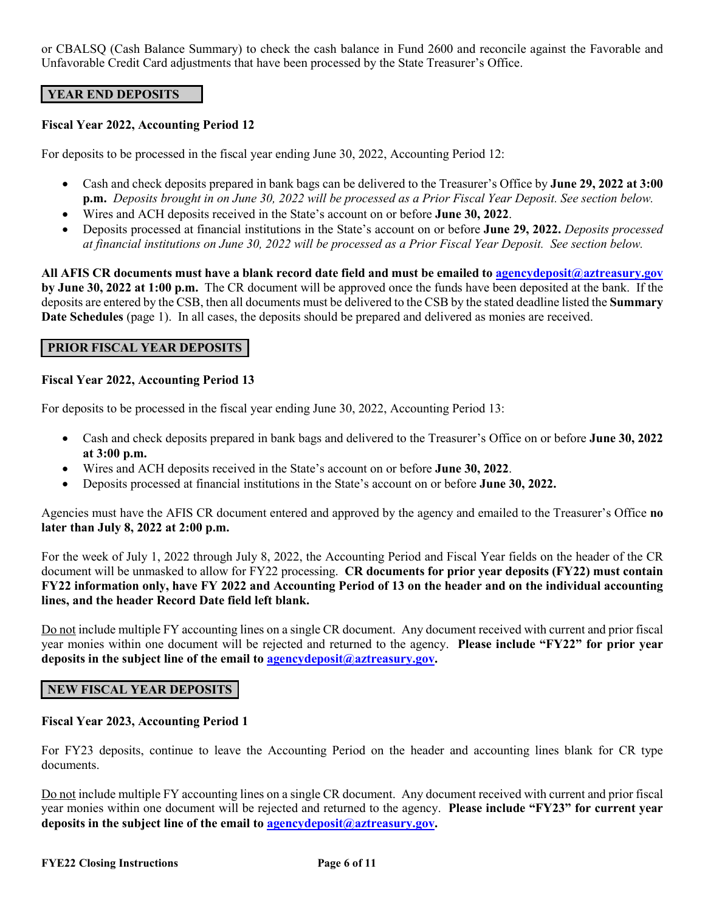or CBALSQ (Cash Balance Summary) to check the cash balance in Fund 2600 and reconcile against the Favorable and Unfavorable Credit Card adjustments that have been processed by the State Treasurer's Office.

## YEAR END DEPOSITS

**Fiscal Year 2022, Accounting Period 12**

For deposits to be processed in the fiscal year ending June 30, 2022, Accounting Period 12:

- Cash and check deposits prepared in bank bags can be delivered to the Treasurer's Office by **June 29, 2022 at 3:00 p.m.** *Deposits brought in on June 30, 2022 will be processed as a Prior Fiscal Year Deposit. See section below.*
- Wires and ACH deposits received in the State's account on or before **June 30, 2022**.
- Deposits processed at financial institutions in the State's account on or before **June 29, 2022.** *Deposits processed at financial institutions on June 30, 2022 will be processed as a Prior Fiscal Year Deposit. See section below.*

**All AFIS CR documents must have a blank record date field and must be emailed to agencydeposit@aztreasury.gov by June 30, 2022 at 1:00 p.m.** The CR document will be approved once the funds have been deposited at the bank. If the deposits are entered by the CSB, then all documents must be delivered to the CSB by the stated deadline listed the **Summary Date Schedules** (page 1). In all cases, the deposits should be prepared and delivered as monies are received.

## PRIOR FISCAL YEAR DEPOSITS

**Fiscal Year 2022, Accounting Period 13**

For deposits to be processed in the fiscal year ending June 30, 2022, Accounting Period 13:

- Cash and check deposits prepared in bank bags and delivered to the Treasurer's Office on or before **June 30, 2022 at 3:00 p.m.**
- Wires and ACH deposits received in the State's account on or before **June 30, 2022**.
- Deposits processed at financial institutions in the State's account on or before **June 30, 2022.**

Agencies must have the AFIS CR document entered and approved by the agency and emailed to the Treasurer's Office **no later than July 8, 2022 at 2:00 p.m.**

For the week of July 1, 2022 through July 8, 2022, the Accounting Period and Fiscal Year fields on the header of the CR document will be unmasked to allow for FY22 processing. **CR documents for prior year deposits (FY22) must contain FY22 information only, have FY 2022 and Accounting Period of 13 on the header and on the individual accounting lines, and the header Record Date field left blank.**

Do not include multiple FY accounting lines on a single CR document. Any document received with current and prior fiscal year monies within one document will be rejected and returned to the agency. **Please include "FY22" for prior year deposits in the subject line of the email to agencydeposit@aztreasury.gov.**

## NEW FISCAL YEAR DEPOSITS

**Fiscal Year 2023, Accounting Period 1**

For FY23 deposits, continue to leave the Accounting Period on the header and accounting lines blank for CR type documents.

Do not include multiple FY accounting lines on a single CR document. Any document received with current and prior fiscal year monies within one document will be rejected and returned to the agency. **Please include "FY23" for current year deposits in the subject line of the email to agencydeposit@aztreasury.gov.**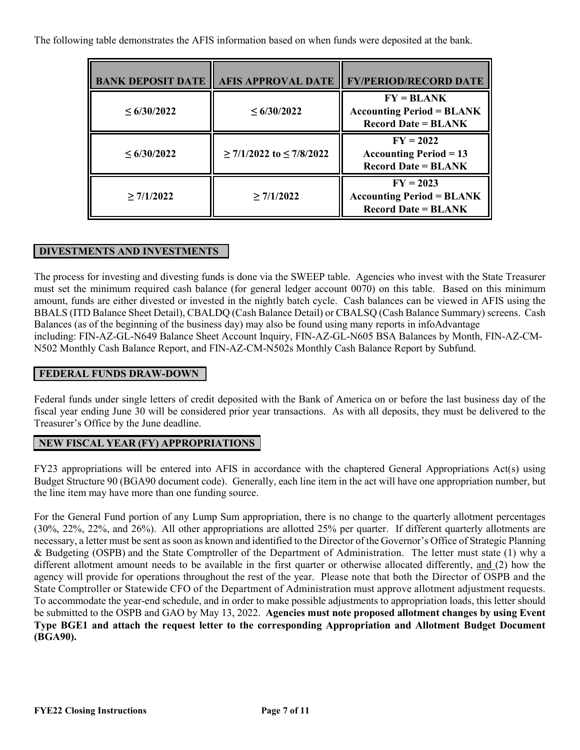The following table demonstrates the AFIS information based on when funds were deposited at the bank.

| BANK DEPOSIT DATE | AFIS APPROVAL DATE | FY/PERIOD/RECORD DATE |
|---|---|---|
| ≤ 6/30/2022 | ≤ 6/30/2022 | FY = BLANK<br>Accounting Period = BLANK<br>Record Date = BLANK |
| ≤ 6/30/2022 | ≥ 7/1/2022 to ≤ 7/8/2022 | FY = 2022<br>Accounting Period = 13<br>Record Date = BLANK |
| ≥ 7/1/2022 | ≥ 7/1/2022 | FY = 2023<br>Accounting Period = BLANK<br>Record Date = BLANK |

## DIVESTMENTS AND INVESTMENTS

The process for investing and divesting funds is done via the SWEEP table. Agencies who invest with the State Treasurer must set the minimum required cash balance (for general ledger account 0070) on this table. Based on this minimum amount, funds are either divested or invested in the nightly batch cycle. Cash balances can be viewed in AFIS using the BBALS (ITD Balance Sheet Detail), CBALDQ (Cash Balance Detail) or CBALSQ (Cash Balance Summary) screens. Cash Balances (as of the beginning of the business day) may also be found using many reports in infoAdvantage including: FIN-AZ-GL-N649 Balance Sheet Account Inquiry, FIN-AZ-GL-N605 BSA Balances by Month, FIN-AZ-CM-N502 Monthly Cash Balance Report, and FIN-AZ-CM-N502s Monthly Cash Balance Report by Subfund.

## FEDERAL FUNDS DRAW-DOWN

Federal funds under single letters of credit deposited with the Bank of America on or before the last business day of the fiscal year ending June 30 will be considered prior year transactions. As with all deposits, they must be delivered to the Treasurer's Office by the June deadline.

## NEW FISCAL YEAR (FY) APPROPRIATIONS

FY23 appropriations will be entered into AFIS in accordance with the chaptered General Appropriations Act(s) using Budget Structure 90 (BGA90 document code). Generally, each line item in the act will have one appropriation number, but the line item may have more than one funding source.

For the General Fund portion of any Lump Sum appropriation, there is no change to the quarterly allotment percentages (30%, 22%, 22%, and 26%). All other appropriations are allotted 25% per quarter. If different quarterly allotments are necessary, a letter must be sent as soon as known and identified to the Director of the Governor's Office of Strategic Planning & Budgeting (OSPB) and the State Comptroller of the Department of Administration. The letter must state (1) why a different allotment amount needs to be available in the first quarter or otherwise allocated differently, and (2) how the agency will provide for operations throughout the rest of the year. Please note that both the Director of OSPB and the State Comptroller or Statewide CFO of the Department of Administration must approve allotment adjustment requests. To accommodate the year-end schedule, and in order to make possible adjustments to appropriation loads, this letter should be submitted to the OSPB and GAO by May 13, 2022. **Agencies must note proposed allotment changes by using Event Type BGE1 and attach the request letter to the corresponding Appropriation and Allotment Budget Document (BGA90).**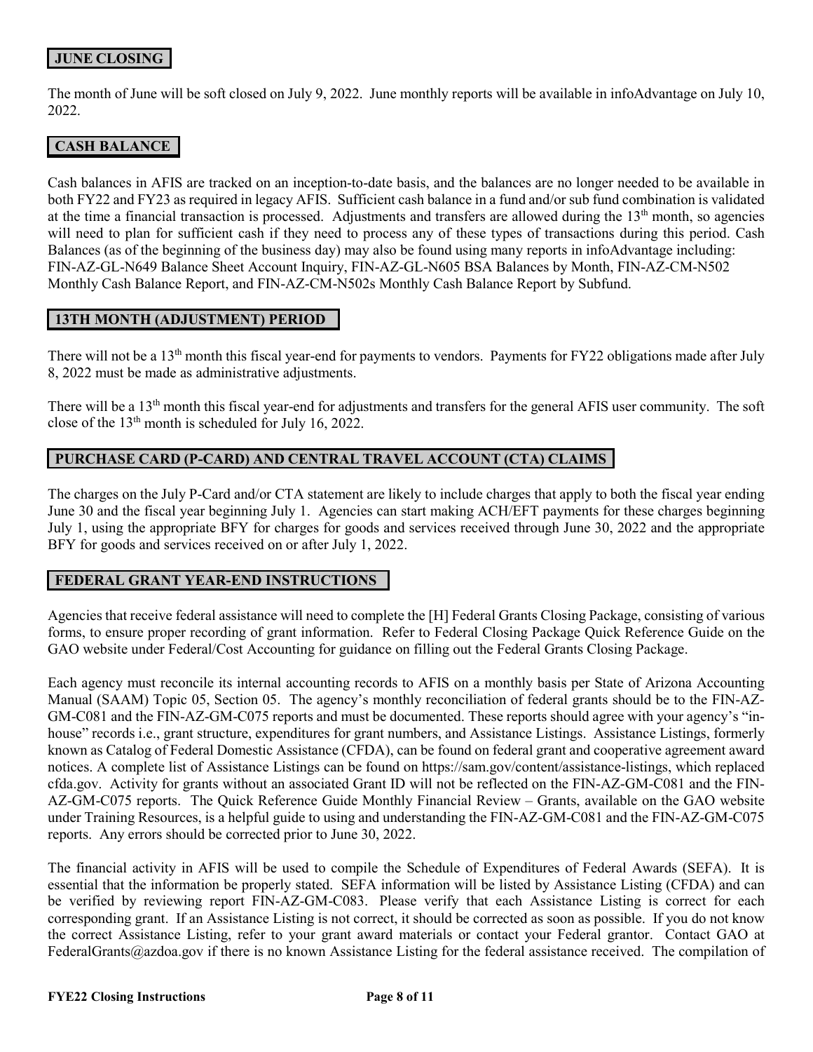## JUNE CLOSING

The month of June will be soft closed on July 9, 2022. June monthly reports will be available in infoAdvantage on July 10, 2022.

## CASH BALANCE

Cash balances in AFIS are tracked on an inception-to-date basis, and the balances are no longer needed to be available in both FY22 and FY23 as required in legacy AFIS. Sufficient cash balance in a fund and/or sub fund combination is validated at the time a financial transaction is processed. Adjustments and transfers are allowed during the 13th month, so agencies will need to plan for sufficient cash if they need to process any of these types of transactions during this period. Cash Balances (as of the beginning of the business day) may also be found using many reports in infoAdvantage including: FIN-AZ-GL-N649 Balance Sheet Account Inquiry, FIN-AZ-GL-N605 BSA Balances by Month, FIN-AZ-CM-N502 Monthly Cash Balance Report, and FIN-AZ-CM-N502s Monthly Cash Balance Report by Subfund.

## 13TH MONTH (ADJUSTMENT) PERIOD

There will not be a 13th month this fiscal year-end for payments to vendors. Payments for FY22 obligations made after July 8, 2022 must be made as administrative adjustments.

There will be a 13th month this fiscal year-end for adjustments and transfers for the general AFIS user community. The soft close of the 13th month is scheduled for July 16, 2022.

## PURCHASE CARD (P-CARD) AND CENTRAL TRAVEL ACCOUNT (CTA) CLAIMS

The charges on the July P-Card and/or CTA statement are likely to include charges that apply to both the fiscal year ending June 30 and the fiscal year beginning July 1. Agencies can start making ACH/EFT payments for these charges beginning July 1, using the appropriate BFY for charges for goods and services received through June 30, 2022 and the appropriate BFY for goods and services received on or after July 1, 2022.

## FEDERAL GRANT YEAR-END INSTRUCTIONS

Agencies that receive federal assistance will need to complete the [H] Federal Grants Closing Package, consisting of various forms, to ensure proper recording of grant information. Refer to Federal Closing Package Quick Reference Guide on the GAO website under Federal/Cost Accounting for guidance on filling out the Federal Grants Closing Package.

Each agency must reconcile its internal accounting records to AFIS on a monthly basis per State of Arizona Accounting Manual (SAAM) Topic 05, Section 05. The agency's monthly reconciliation of federal grants should be to the FIN-AZ-GM-C081 and the FIN-AZ-GM-C075 reports and must be documented. These reports should agree with your agency's "in-house" records i.e., grant structure, expenditures for grant numbers, and Assistance Listings. Assistance Listings, formerly known as Catalog of Federal Domestic Assistance (CFDA), can be found on federal grant and cooperative agreement award notices. A complete list of Assistance Listings can be found on https://sam.gov/content/assistance-listings, which replaced cfda.gov. Activity for grants without an associated Grant ID will not be reflected on the FIN-AZ-GM-C081 and the FIN-AZ-GM-C075 reports. The Quick Reference Guide Monthly Financial Review – Grants, available on the GAO website under Training Resources, is a helpful guide to using and understanding the FIN-AZ-GM-C081 and the FIN-AZ-GM-C075 reports. Any errors should be corrected prior to June 30, 2022.

The financial activity in AFIS will be used to compile the Schedule of Expenditures of Federal Awards (SEFA). It is essential that the information be properly stated. SEFA information will be listed by Assistance Listing (CFDA) and can be verified by reviewing report FIN-AZ-GM-C083. Please verify that each Assistance Listing is correct for each corresponding grant. If an Assistance Listing is not correct, it should be corrected as soon as possible. If you do not know the correct Assistance Listing, refer to your grant award materials or contact your Federal grantor. Contact GAO at FederalGrants@azdoa.gov if there is no known Assistance Listing for the federal assistance received. The compilation of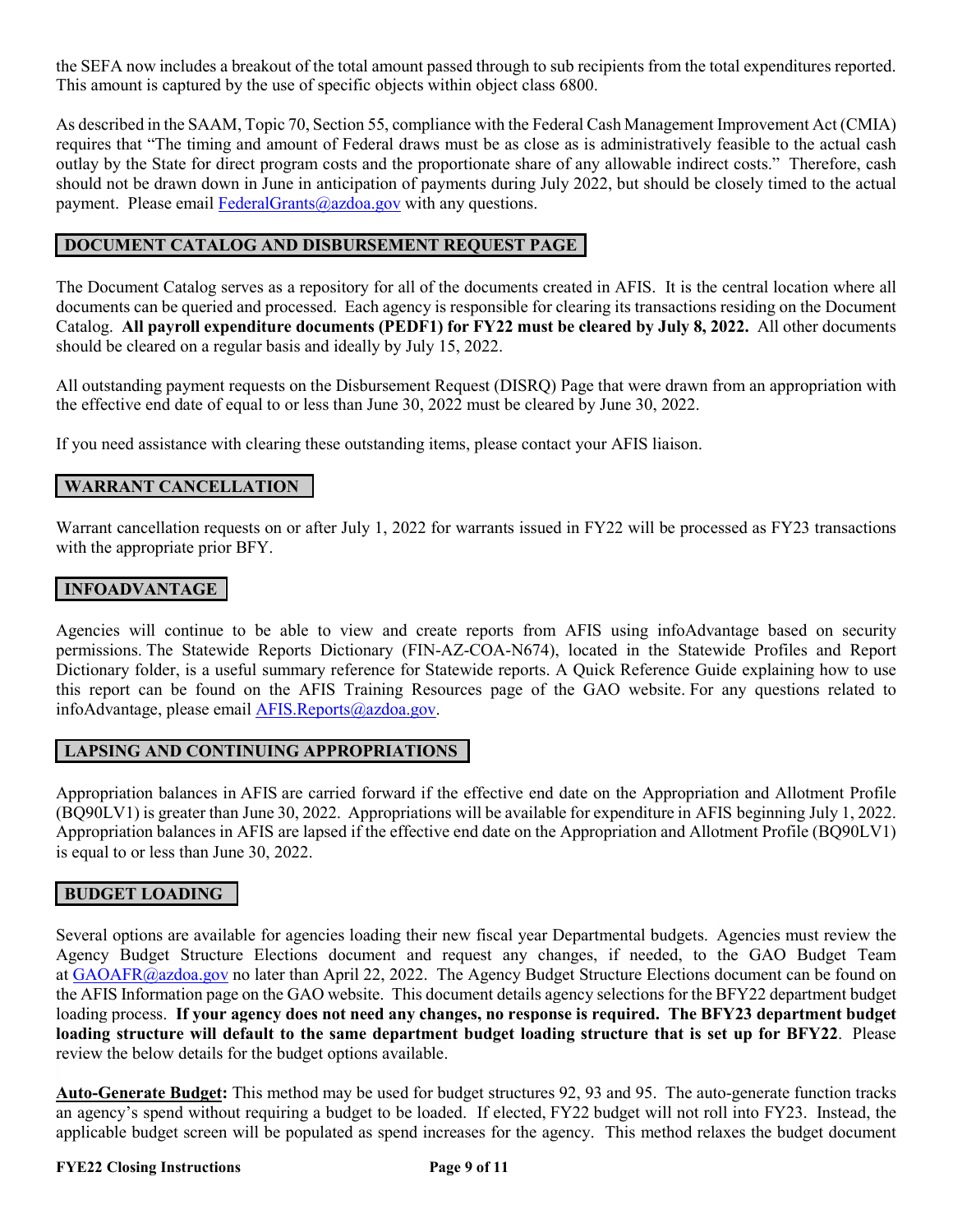the SEFA now includes a breakout of the total amount passed through to sub recipients from the total expenditures reported. This amount is captured by the use of specific objects within object class 6800.

As described in the SAAM, Topic 70, Section 55, compliance with the Federal Cash Management Improvement Act (CMIA) requires that "The timing and amount of Federal draws must be as close as is administratively feasible to the actual cash outlay by the State for direct program costs and the proportionate share of any allowable indirect costs." Therefore, cash should not be drawn down in June in anticipation of payments during July 2022, but should be closely timed to the actual payment. Please email FederalGrants@azdoa.gov with any questions.

## DOCUMENT CATALOG AND DISBURSEMENT REQUEST PAGE

The Document Catalog serves as a repository for all of the documents created in AFIS. It is the central location where all documents can be queried and processed. Each agency is responsible for clearing its transactions residing on the Document Catalog. **All payroll expenditure documents (PEDF1) for FY22 must be cleared by July 8, 2022.** All other documents should be cleared on a regular basis and ideally by July 15, 2022.

All outstanding payment requests on the Disbursement Request (DISRQ) Page that were drawn from an appropriation with the effective end date of equal to or less than June 30, 2022 must be cleared by June 30, 2022.

If you need assistance with clearing these outstanding items, please contact your AFIS liaison.

## WARRANT CANCELLATION

Warrant cancellation requests on or after July 1, 2022 for warrants issued in FY22 will be processed as FY23 transactions with the appropriate prior BFY.

## INFOADVANTAGE

Agencies will continue to be able to view and create reports from AFIS using infoAdvantage based on security permissions. The Statewide Reports Dictionary (FIN-AZ-COA-N674), located in the Statewide Profiles and Report Dictionary folder, is a useful summary reference for Statewide reports. A Quick Reference Guide explaining how to use this report can be found on the AFIS Training Resources page of the GAO website. For any questions related to infoAdvantage, please email AFIS.Reports@azdoa.gov.

## LAPSING AND CONTINUING APPROPRIATIONS

Appropriation balances in AFIS are carried forward if the effective end date on the Appropriation and Allotment Profile (BQ90LV1) is greater than June 30, 2022. Appropriations will be available for expenditure in AFIS beginning July 1, 2022. Appropriation balances in AFIS are lapsed if the effective end date on the Appropriation and Allotment Profile (BQ90LV1) is equal to or less than June 30, 2022.

## BUDGET LOADING

Several options are available for agencies loading their new fiscal year Departmental budgets. Agencies must review the Agency Budget Structure Elections document and request any changes, if needed, to the GAO Budget Team at GAOAFR@azdoa.gov no later than April 22, 2022. The Agency Budget Structure Elections document can be found on the AFIS Information page on the GAO website. This document details agency selections for the BFY22 department budget loading process. **If your agency does not need any changes, no response is required. The BFY23 department budget loading structure will default to the same department budget loading structure that is set up for BFY22**. Please review the below details for the budget options available.

**Auto-Generate Budget:** This method may be used for budget structures 92, 93 and 95. The auto-generate function tracks an agency's spend without requiring a budget to be loaded. If elected, FY22 budget will not roll into FY23. Instead, the applicable budget screen will be populated as spend increases for the agency. This method relaxes the budget document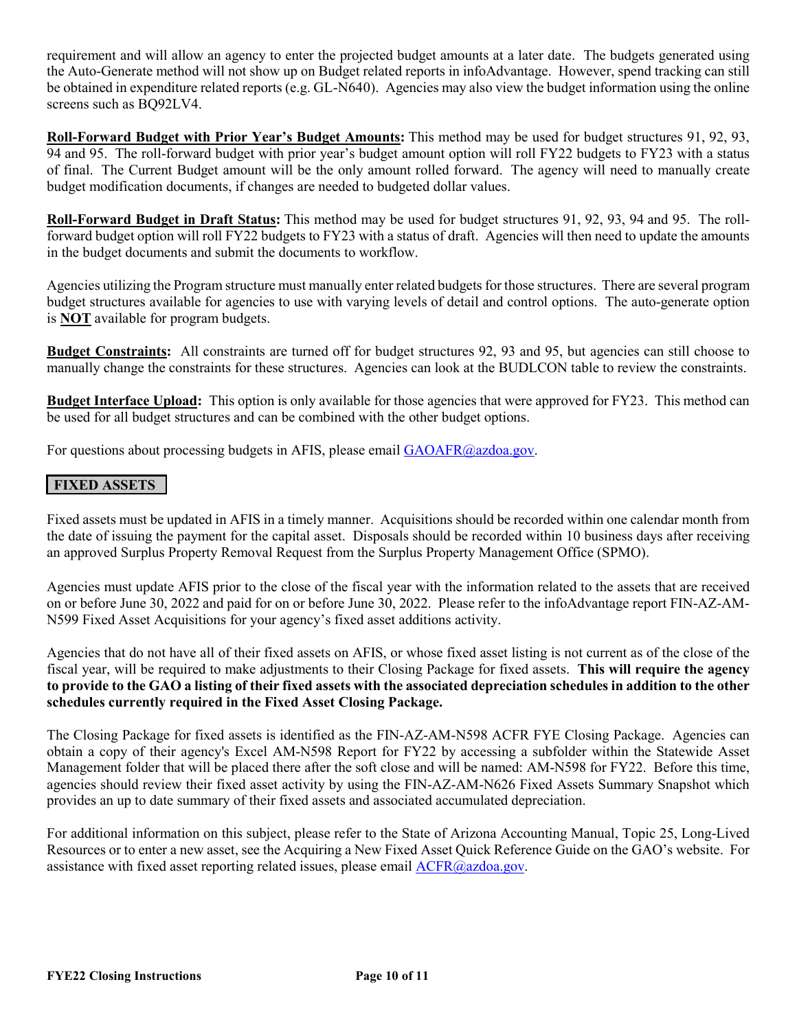requirement and will allow an agency to enter the projected budget amounts at a later date. The budgets generated using the Auto-Generate method will not show up on Budget related reports in infoAdvantage. However, spend tracking can still be obtained in expenditure related reports (e.g. GL-N640). Agencies may also view the budget information using the online screens such as BQ92LV4.

**Roll-Forward Budget with Prior Year's Budget Amounts:** This method may be used for budget structures 91, 92, 93, 94 and 95. The roll-forward budget with prior year's budget amount option will roll FY22 budgets to FY23 with a status of final. The Current Budget amount will be the only amount rolled forward. The agency will need to manually create budget modification documents, if changes are needed to budgeted dollar values.

**Roll-Forward Budget in Draft Status:** This method may be used for budget structures 91, 92, 93, 94 and 95. The roll-forward budget option will roll FY22 budgets to FY23 with a status of draft. Agencies will then need to update the amounts in the budget documents and submit the documents to workflow.

Agencies utilizing the Program structure must manually enter related budgets for those structures. There are several program budget structures available for agencies to use with varying levels of detail and control options. The auto-generate option is **NOT** available for program budgets.

**Budget Constraints:** All constraints are turned off for budget structures 92, 93 and 95, but agencies can still choose to manually change the constraints for these structures. Agencies can look at the BUDLCON table to review the constraints.

**Budget Interface Upload:** This option is only available for those agencies that were approved for FY23. This method can be used for all budget structures and can be combined with the other budget options.

For questions about processing budgets in AFIS, please email GAOAFR@azdoa.gov.

## FIXED ASSETS

Fixed assets must be updated in AFIS in a timely manner. Acquisitions should be recorded within one calendar month from the date of issuing the payment for the capital asset. Disposals should be recorded within 10 business days after receiving an approved Surplus Property Removal Request from the Surplus Property Management Office (SPMO).

Agencies must update AFIS prior to the close of the fiscal year with the information related to the assets that are received on or before June 30, 2022 and paid for on or before June 30, 2022. Please refer to the infoAdvantage report FIN-AZ-AM-N599 Fixed Asset Acquisitions for your agency's fixed asset additions activity.

Agencies that do not have all of their fixed assets on AFIS, or whose fixed asset listing is not current as of the close of the fiscal year, will be required to make adjustments to their Closing Package for fixed assets. **This will require the agency to provide to the GAO a listing of their fixed assets with the associated depreciation schedules in addition to the other schedules currently required in the Fixed Asset Closing Package.**

The Closing Package for fixed assets is identified as the FIN-AZ-AM-N598 ACFR FYE Closing Package. Agencies can obtain a copy of their agency's Excel AM-N598 Report for FY22 by accessing a subfolder within the Statewide Asset Management folder that will be placed there after the soft close and will be named: AM-N598 for FY22. Before this time, agencies should review their fixed asset activity by using the FIN-AZ-AM-N626 Fixed Assets Summary Snapshot which provides an up to date summary of their fixed assets and associated accumulated depreciation.

For additional information on this subject, please refer to the State of Arizona Accounting Manual, Topic 25, Long-Lived Resources or to enter a new asset, see the Acquiring a New Fixed Asset Quick Reference Guide on the GAO's website. For assistance with fixed asset reporting related issues, please email ACFR@azdoa.gov.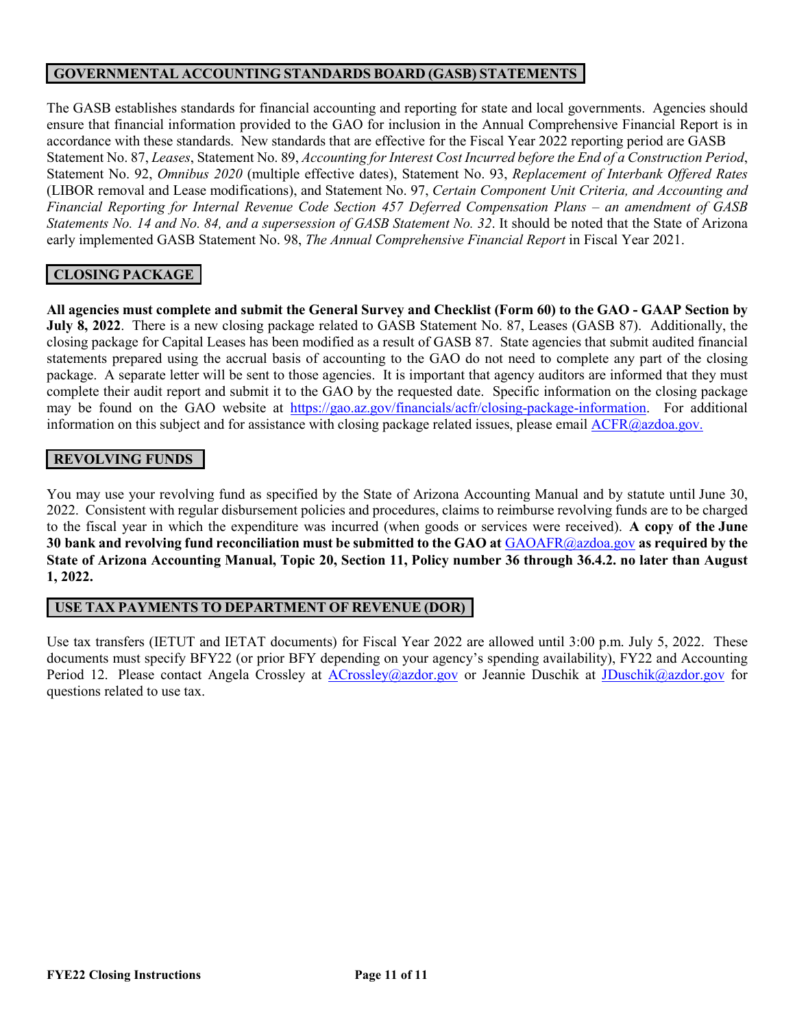## GOVERNMENTAL ACCOUNTING STANDARDS BOARD (GASB) STATEMENTS

The GASB establishes standards for financial accounting and reporting for state and local governments. Agencies should ensure that financial information provided to the GAO for inclusion in the Annual Comprehensive Financial Report is in accordance with these standards. New standards that are effective for the Fiscal Year 2022 reporting period are GASB Statement No. 87, *Leases*, Statement No. 89, *Accounting for Interest Cost Incurred before the End of a Construction Period*, Statement No. 92, *Omnibus 2020* (multiple effective dates), Statement No. 93, *Replacement of Interbank Offered Rates* (LIBOR removal and Lease modifications), and Statement No. 97, *Certain Component Unit Criteria, and Accounting and Financial Reporting for Internal Revenue Code Section 457 Deferred Compensation Plans – an amendment of GASB Statements No. 14 and No. 84, and a supersession of GASB Statement No. 32*. It should be noted that the State of Arizona early implemented GASB Statement No. 98, *The Annual Comprehensive Financial Report* in Fiscal Year 2021.

## CLOSING PACKAGE

**All agencies must complete and submit the General Survey and Checklist (Form 60) to the GAO - GAAP Section by July 8, 2022**. There is a new closing package related to GASB Statement No. 87, Leases (GASB 87). Additionally, the closing package for Capital Leases has been modified as a result of GASB 87. State agencies that submit audited financial statements prepared using the accrual basis of accounting to the GAO do not need to complete any part of the closing package. A separate letter will be sent to those agencies. It is important that agency auditors are informed that they must complete their audit report and submit it to the GAO by the requested date. Specific information on the closing package may be found on the GAO website at https://gao.az.gov/financials/acfr/closing-package-information. For additional information on this subject and for assistance with closing package related issues, please email ACFR@azdoa.gov.

## REVOLVING FUNDS

You may use your revolving fund as specified by the State of Arizona Accounting Manual and by statute until June 30, 2022. Consistent with regular disbursement policies and procedures, claims to reimburse revolving funds are to be charged to the fiscal year in which the expenditure was incurred (when goods or services were received). **A copy of the June 30 bank and revolving fund reconciliation must be submitted to the GAO at** GAOAFR@azdoa.gov **as required by the State of Arizona Accounting Manual, Topic 20, Section 11, Policy number 36 through 36.4.2. no later than August 1, 2022.**

## USE TAX PAYMENTS TO DEPARTMENT OF REVENUE (DOR)

Use tax transfers (IETUT and IETAT documents) for Fiscal Year 2022 are allowed until 3:00 p.m. July 5, 2022. These documents must specify BFY22 (or prior BFY depending on your agency's spending availability), FY22 and Accounting Period 12. Please contact Angela Crossley at ACrossley@azdor.gov or Jeannie Duschik at JDuschik@azdor.gov for questions related to use tax.